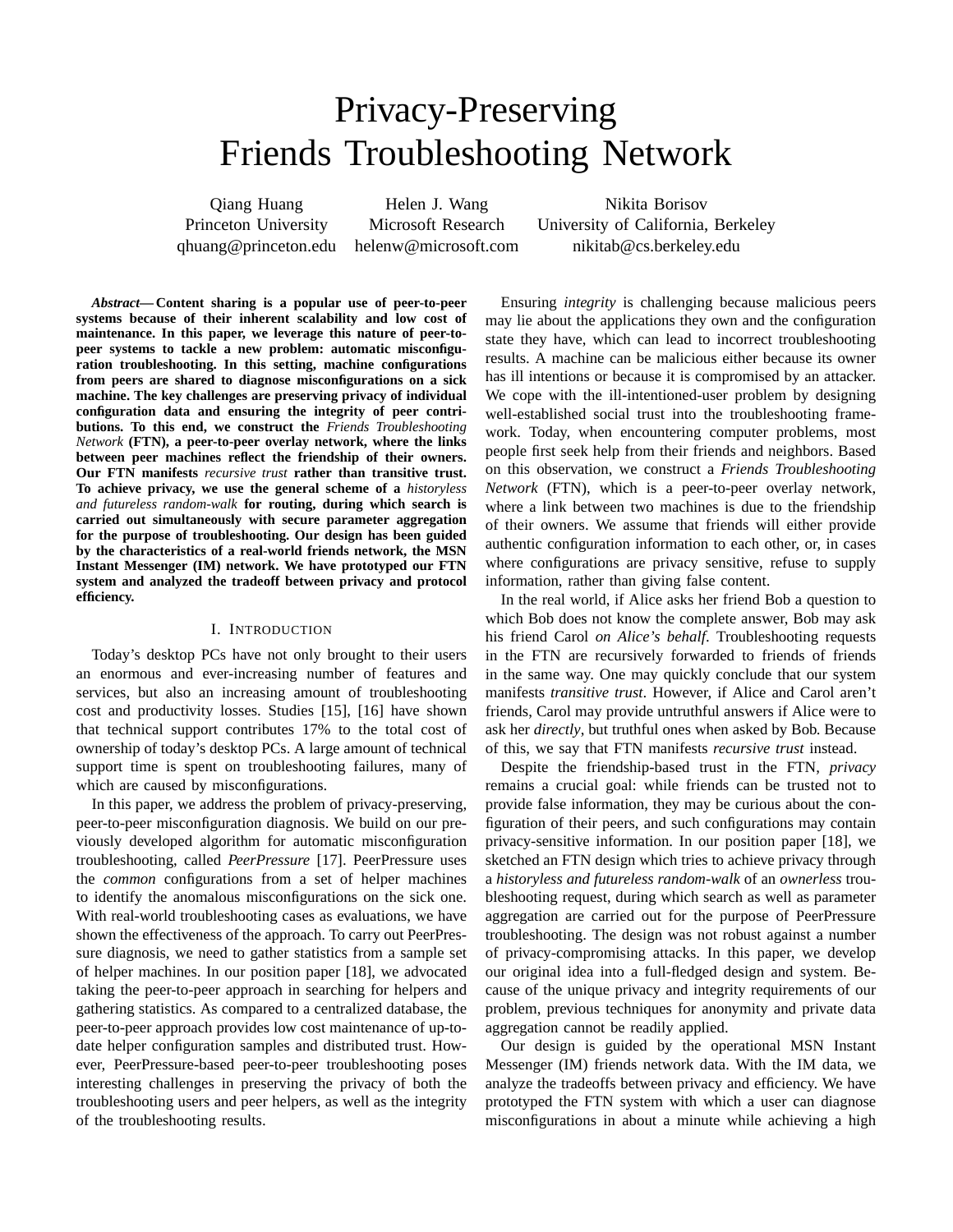# Privacy-Preserving Friends Troubleshooting Network

Qiang Huang
Princeton University
qhuang@princeton.edu

Helen J. Wang
Microsoft Research
helenw@microsoft.com

Nikita Borisov
University of California, Berkeley
nikitab@cs.berkeley.edu

***Abstract*— Content sharing is a popular use of peer-to-peer systems because of their inherent scalability and low cost of maintenance. In this paper, we leverage this nature of peer-to-peer systems to tackle a new problem: automatic misconfiguration troubleshooting. In this setting, machine configurations from peers are shared to diagnose misconfigurations on a sick machine. The key challenges are preserving privacy of individual configuration data and ensuring the integrity of peer contributions. To this end, we construct the *Friends Troubleshooting Network* (FTN), a peer-to-peer overlay network, where the links between peer machines reflect the friendship of their owners. Our FTN manifests *recursive trust* rather than transitive trust. To achieve privacy, we use the general scheme of a *historyless and futureless random-walk* for routing, during which search is carried out simultaneously with secure parameter aggregation for the purpose of troubleshooting. Our design has been guided by the characteristics of a real-world friends network, the MSN Instant Messenger (IM) network. We have prototyped our FTN system and analyzed the tradeoff between privacy and protocol efficiency.**

## I. Introduction

Today's desktop PCs have not only brought to their users an enormous and ever-increasing number of features and services, but also an increasing amount of troubleshooting cost and productivity losses. Studies [15], [16] have shown that technical support contributes 17% to the total cost of ownership of today's desktop PCs. A large amount of technical support time is spent on troubleshooting failures, many of which are caused by misconfigurations.

In this paper, we address the problem of privacy-preserving, peer-to-peer misconfiguration diagnosis. We build on our previously developed algorithm for automatic misconfiguration troubleshooting, called *PeerPressure* [17]. PeerPressure uses the *common* configurations from a set of helper machines to identify the anomalous misconfigurations on the sick one. With real-world troubleshooting cases as evaluations, we have shown the effectiveness of the approach. To carry out PeerPressure diagnosis, we need to gather statistics from a sample set of helper machines. In our position paper [18], we advocated taking the peer-to-peer approach in searching for helpers and gathering statistics. As compared to a centralized database, the peer-to-peer approach provides low cost maintenance of up-to-date helper configuration samples and distributed trust. However, PeerPressure-based peer-to-peer troubleshooting poses interesting challenges in preserving the privacy of both the troubleshooting users and peer helpers, as well as the integrity of the troubleshooting results.

Ensuring *integrity* is challenging because malicious peers may lie about the applications they own and the configuration state they have, which can lead to incorrect troubleshooting results. A machine can be malicious either because its owner has ill intentions or because it is compromised by an attacker. We cope with the ill-intentioned-user problem by designing well-established social trust into the troubleshooting framework. Today, when encountering computer problems, most people first seek help from their friends and neighbors. Based on this observation, we construct a *Friends Troubleshooting Network* (FTN), which is a peer-to-peer overlay network, where a link between two machines is due to the friendship of their owners. We assume that friends will either provide authentic configuration information to each other, or, in cases where configurations are privacy sensitive, refuse to supply information, rather than giving false content.

In the real world, if Alice asks her friend Bob a question to which Bob does not know the complete answer, Bob may ask his friend Carol *on Alice's behalf*. Troubleshooting requests in the FTN are recursively forwarded to friends of friends in the same way. One may quickly conclude that our system manifests *transitive trust*. However, if Alice and Carol aren't friends, Carol may provide untruthful answers if Alice were to ask her *directly*, but truthful ones when asked by Bob. Because of this, we say that FTN manifests *recursive trust* instead.

Despite the friendship-based trust in the FTN, *privacy* remains a crucial goal: while friends can be trusted not to provide false information, they may be curious about the configuration of their peers, and such configurations may contain privacy-sensitive information. In our position paper [18], we sketched an FTN design which tries to achieve privacy through a *historyless and futureless random-walk* of an *ownerless* troubleshooting request, during which search as well as parameter aggregation are carried out for the purpose of PeerPressure troubleshooting. The design was not robust against a number of privacy-compromising attacks. In this paper, we develop our original idea into a full-fledged design and system. Because of the unique privacy and integrity requirements of our problem, previous techniques for anonymity and private data aggregation cannot be readily applied.

Our design is guided by the operational MSN Instant Messenger (IM) friends network data. With the IM data, we analyze the tradeoffs between privacy and efficiency. We have prototyped the FTN system with which a user can diagnose misconfigurations in about a minute while achieving a high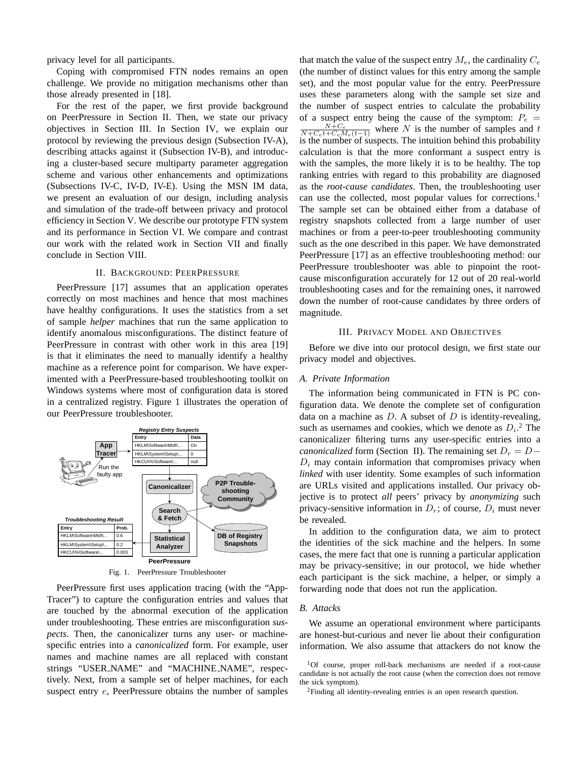privacy level for all participants.

Coping with compromised FTN nodes remains an open challenge. We provide no mitigation mechanisms other than those already presented in [18].

For the rest of the paper, we first provide background on PeerPressure in Section II. Then, we state our privacy objectives in Section III. In Section IV, we explain our protocol by reviewing the previous design (Subsection IV-A), describing attacks against it (Subsection IV-B), and introducing a cluster-based secure multiparty parameter aggregation scheme and various other enhancements and optimizations (Subsections IV-C, IV-D, IV-E). Using the MSN IM data, we present an evaluation of our design, including analysis and simulation of the trade-off between privacy and protocol efficiency in Section V. We describe our prototype FTN system and its performance in Section VI. We compare and contrast our work with the related work in Section VII and finally conclude in Section VIII.

## II. Background: PeerPressure

PeerPressure [17] assumes that an application operates correctly on most machines and hence that most machines have healthy configurations. It uses the statistics from a set of sample *helper* machines that run the same application to identify anomalous misconfigurations. The distinct feature of PeerPressure in contrast with other work in this area [19] is that it eliminates the need to manually identify a healthy machine as a reference point for comparison. We have experimented with a PeerPressure-based troubleshooting toolkit on Windows systems where most of configuration data is stored in a centralized registry. Figure 1 illustrates the operation of our PeerPressure troubleshooter.

**Registry Entry Suspects**

| Entry | Data |
|---|---|
| HKLM\Software\Msft\... | On |
| HKLM\System\Setup\... | 0 |
| HKCU\%\Software\... | null |

**Troubleshooting Result**

| Entry | Prob. |
|---|---|
| HKLM\Software\Msft\... | 0.6 |
| HKLM\System\Setup\... | 0.2 |
| HKCU\%\Software\... | 0.003 |

Fig. 1. PeerPressure Troubleshooter

PeerPressure first uses application tracing (with the "App-Tracer") to capture the configuration entries and values that are touched by the abnormal execution of the application under troubleshooting. These entries are misconfiguration *suspects*. Then, the canonicalizer turns any user- or machine-specific entries into a *canonicalized* form. For example, user names and machine names are all replaced with constant strings "USER_NAME" and "MACHINE_NAME", respectively. Next, from a sample set of helper machines, for each suspect entry $e$, PeerPressure obtains the number of samples that match the value of the suspect entry $M_e$, the cardinality $C_e$ (the number of distinct values for this entry among the sample set), and the most popular value for the entry. PeerPressure uses these parameters along with the sample set size and the number of suspect entries to calculate the probability of a suspect entry being the cause of the symptom: $P_e = \frac{N+C_e}{N+C_e t+C_e M_e (t-1)}$ where $N$ is the number of samples and $t$ is the number of suspects. The intuition behind this probability calculation is that the more conformant a suspect entry is with the samples, the more likely it is to be healthy. The top ranking entries with regard to this probability are diagnosed as the *root-cause candidates*. Then, the troubleshooting user can use the collected, most popular values for corrections.[1] The sample set can be obtained either from a database of registry snapshots collected from a large number of user machines or from a peer-to-peer troubleshooting community such as the one described in this paper. We have demonstrated PeerPressure [17] as an effective troubleshooting method: our PeerPressure troubleshooter was able to pinpoint the root-cause misconfiguration accurately for 12 out of 20 real-world troubleshooting cases and for the remaining ones, it narrowed down the number of root-cause candidates by three orders of magnitude.

## III. Privacy Model and Objectives

Before we dive into our protocol design, we first state our privacy model and objectives.

### A. Private Information

The information being communicated in FTN is PC configuration data. We denote the complete set of configuration data on a machine as $D$. A subset of $D$ is identity-revealing, such as usernames and cookies, which we denote as $D_i$.[2] The canonicalizer filtering turns any user-specific entries into a *canonicalized* form (Section II). The remaining set $D_r = D - D_i$ may contain information that compromises privacy when *linked* with user identity. Some examples of such information are URLs visited and applications installed. Our privacy objective is to protect *all* peers' privacy by *anonymizing* such privacy-sensitive information in $D_r$; of course, $D_i$ must never be revealed.

In addition to the configuration data, we aim to protect the identities of the sick machine and the helpers. In some cases, the mere fact that one is running a particular application may be privacy-sensitive; in our protocol, we hide whether each participant is the sick machine, a helper, or simply a forwarding node that does not run the application.

### B. Attacks

We assume an operational environment where participants are honest-but-curious and never lie about their configuration information. We also assume that attackers do not know the

[1] Of course, proper roll-back mechanisms are needed if a root-cause candidate is not actually the root cause (when the correction does not remove the sick symptom).

[2] Finding all identity-revealing entries is an open research question.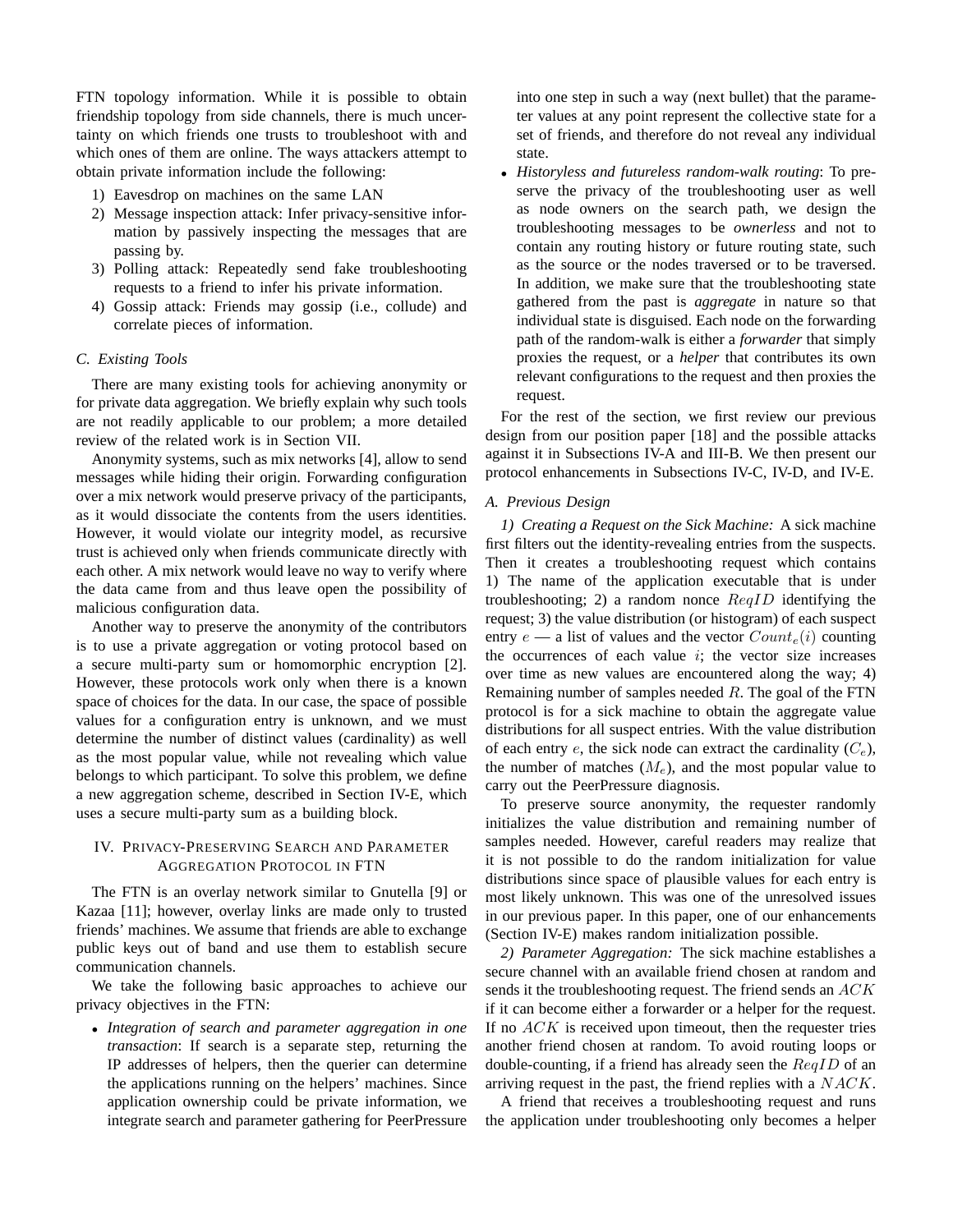FTN topology information. While it is possible to obtain friendship topology from side channels, there is much uncertainty on which friends one trusts to troubleshoot with and which ones of them are online. The ways attackers attempt to obtain private information include the following:

1) Eavesdrop on machines on the same LAN
2) Message inspection attack: Infer privacy-sensitive information by passively inspecting the messages that are passing by.
3) Polling attack: Repeatedly send fake troubleshooting requests to a friend to infer his private information.
4) Gossip attack: Friends may gossip (i.e., collude) and correlate pieces of information.

### C. Existing Tools

There are many existing tools for achieving anonymity or for private data aggregation. We briefly explain why such tools are not readily applicable to our problem; a more detailed review of the related work is in Section VII.

Anonymity systems, such as mix networks [4], allow to send messages while hiding their origin. Forwarding configuration over a mix network would preserve privacy of the participants, as it would dissociate the contents from the users identities. However, it would violate our integrity model, as recursive trust is achieved only when friends communicate directly with each other. A mix network would leave no way to verify where the data came from and thus leave open the possibility of malicious configuration data.

Another way to preserve the anonymity of the contributors is to use a private aggregation or voting protocol based on a secure multi-party sum or homomorphic encryption [2]. However, these protocols work only when there is a known space of choices for the data. In our case, the space of possible values for a configuration entry is unknown, and we must determine the number of distinct values (cardinality) as well as the most popular value, while not revealing which value belongs to which participant. To solve this problem, we define a new aggregation scheme, described in Section IV-E, which uses a secure multi-party sum as a building block.

## IV. Privacy-Preserving Search and Parameter Aggregation Protocol in FTN

The FTN is an overlay network similar to Gnutella [9] or Kazaa [11]; however, overlay links are made only to trusted friends' machines. We assume that friends are able to exchange public keys out of band and use them to establish secure communication channels.

We take the following basic approaches to achieve our privacy objectives in the FTN:

- *Integration of search and parameter aggregation in one transaction*: If search is a separate step, returning the IP addresses of helpers, then the querier can determine the applications running on the helpers' machines. Since application ownership could be private information, we integrate search and parameter gathering for PeerPressure into one step in such a way (next bullet) that the parameter values at any point represent the collective state for a set of friends, and therefore do not reveal any individual state.
- *Historyless and futureless random-walk routing*: To preserve the privacy of the troubleshooting user as well as node owners on the search path, we design the troubleshooting messages to be *ownerless* and not to contain any routing history or future routing state, such as the source or the nodes traversed or to be traversed. In addition, we make sure that the troubleshooting state gathered from the past is *aggregate* in nature so that individual state is disguised. Each node on the forwarding path of the random-walk is either a *forwarder* that simply proxies the request, or a *helper* that contributes its own relevant configurations to the request and then proxies the request.

For the rest of the section, we first review our previous design from our position paper [18] and the possible attacks against it in Subsections IV-A and III-B. We then present our protocol enhancements in Subsections IV-C, IV-D, and IV-E.

### A. Previous Design

*1) Creating a Request on the Sick Machine:* A sick machine first filters out the identity-revealing entries from the suspects. Then it creates a troubleshooting request which contains 1) The name of the application executable that is under troubleshooting; 2) a random nonce $ReqID$ identifying the request; 3) the value distribution (or histogram) of each suspect entry $e$ — a list of values and the vector $Count_e(i)$ counting the occurrences of each value $i$; the vector size increases over time as new values are encountered along the way; 4) Remaining number of samples needed $R$. The goal of the FTN protocol is for a sick machine to obtain the aggregate value distributions for all suspect entries. With the value distribution of each entry $e$, the sick node can extract the cardinality ($C_e$), the number of matches ($M_e$), and the most popular value to carry out the PeerPressure diagnosis.

To preserve source anonymity, the requester randomly initializes the value distribution and remaining number of samples needed. However, careful readers may realize that it is not possible to do the random initialization for value distributions since space of plausible values for each entry is most likely unknown. This was one of the unresolved issues in our previous paper. In this paper, one of our enhancements (Section IV-E) makes random initialization possible.

*2) Parameter Aggregation:* The sick machine establishes a secure channel with an available friend chosen at random and sends it the troubleshooting request. The friend sends an $ACK$ if it can become either a forwarder or a helper for the request. If no $ACK$ is received upon timeout, then the requester tries another friend chosen at random. To avoid routing loops or double-counting, if a friend has already seen the $ReqID$ of an arriving request in the past, the friend replies with a $NACK$.

A friend that receives a troubleshooting request and runs the application under troubleshooting only becomes a helper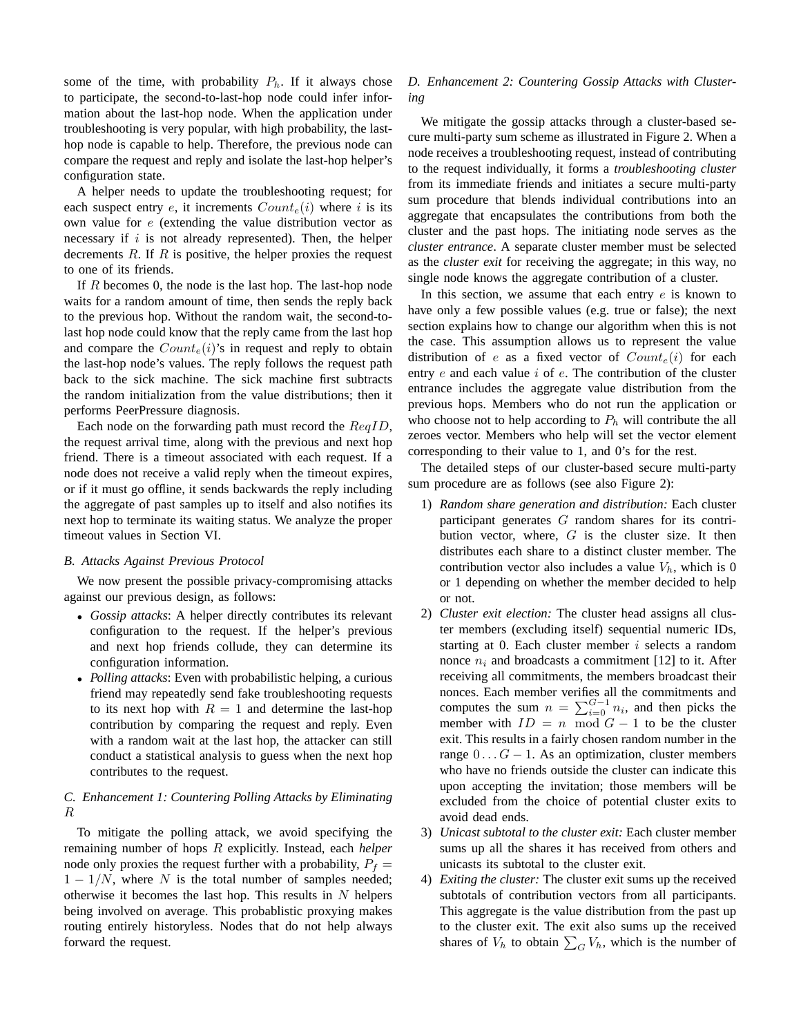some of the time, with probability $P_h$. If it always chose to participate, the second-to-last-hop node could infer information about the last-hop node. When the application under troubleshooting is very popular, with high probability, the last-hop node is capable to help. Therefore, the previous node can compare the request and reply and isolate the last-hop helper's configuration state.

A helper needs to update the troubleshooting request; for each suspect entry $e$, it increments $Count_e(i)$ where $i$ is its own value for $e$ (extending the value distribution vector as necessary if $i$ is not already represented). Then, the helper decrements $R$. If $R$ is positive, the helper proxies the request to one of its friends.

If $R$ becomes 0, the node is the last hop. The last-hop node waits for a random amount of time, then sends the reply back to the previous hop. Without the random wait, the second-to-last hop node could know that the reply came from the last hop and compare the $Count_e(i)$'s in request and reply to obtain the last-hop node's values. The reply follows the request path back to the sick machine. The sick machine first subtracts the random initialization from the value distributions; then it performs PeerPressure diagnosis.

Each node on the forwarding path must record the $ReqID$, the request arrival time, along with the previous and next hop friend. There is a timeout associated with each request. If a node does not receive a valid reply when the timeout expires, or if it must go offline, it sends backwards the reply including the aggregate of past samples up to itself and also notifies its next hop to terminate its waiting status. We analyze the proper timeout values in Section VI.

### B. Attacks Against Previous Protocol

We now present the possible privacy-compromising attacks against our previous design, as follows:

- *Gossip attacks*: A helper directly contributes its relevant configuration to the request. If the helper's previous and next hop friends collude, they can determine its configuration information.
- *Polling attacks*: Even with probabilistic helping, a curious friend may repeatedly send fake troubleshooting requests to its next hop with $R = 1$ and determine the last-hop contribution by comparing the request and reply. Even with a random wait at the last hop, the attacker can still conduct a statistical analysis to guess when the next hop contributes to the request.

### C. Enhancement 1: Countering Polling Attacks by Eliminating $R$

To mitigate the polling attack, we avoid specifying the remaining number of hops $R$ explicitly. Instead, each *helper* node only proxies the request further with a probability, $P_f = 1 - 1/N$, where $N$ is the total number of samples needed; otherwise it becomes the last hop. This results in $N$ helpers being involved on average. This probablistic proxying makes routing entirely historyless. Nodes that do not help always forward the request.

### D. Enhancement 2: Countering Gossip Attacks with Clustering

We mitigate the gossip attacks through a cluster-based secure multi-party sum scheme as illustrated in Figure 2. When a node receives a troubleshooting request, instead of contributing to the request individually, it forms a *troubleshooting cluster* from its immediate friends and initiates a secure multi-party sum procedure that blends individual contributions into an aggregate that encapsulates the contributions from both the cluster and the past hops. The initiating node serves as the *cluster entrance*. A separate cluster member must be selected as the *cluster exit* for receiving the aggregate; in this way, no single node knows the aggregate contribution of a cluster.

In this section, we assume that each entry $e$ is known to have only a few possible values (e.g. true or false); the next section explains how to change our algorithm when this is not the case. This assumption allows us to represent the value distribution of $e$ as a fixed vector of $Count_e(i)$ for each entry $e$ and each value $i$ of $e$. The contribution of the cluster entrance includes the aggregate value distribution from the previous hops. Members who do not run the application or who choose not to help according to $P_h$ will contribute the all zeroes vector. Members who help will set the vector element corresponding to their value to 1, and 0's for the rest.

The detailed steps of our cluster-based secure multi-party sum procedure are as follows (see also Figure 2):

1) *Random share generation and distribution:* Each cluster participant generates $G$ random shares for its contribution vector, where, $G$ is the cluster size. It then distributes each share to a distinct cluster member. The contribution vector also includes a value $V_h$, which is 0 or 1 depending on whether the member decided to help or not.
2) *Cluster exit election:* The cluster head assigns all cluster members (excluding itself) sequential numeric IDs, starting at 0. Each cluster member $i$ selects a random nonce $n_i$ and broadcasts a commitment [12] to it. After receiving all commitments, the members broadcast their nonces. Each member verifies all the commitments and computes the sum $n = \sum_{i=0}^{G-1} n_i$, and then picks the member with $ID = n \mod G - 1$ to be the cluster exit. This results in a fairly chosen random number in the range $0 \ldots G - 1$. As an optimization, cluster members who have no friends outside the cluster can indicate this upon accepting the invitation; those members will be excluded from the choice of potential cluster exits to avoid dead ends.
3) *Unicast subtotal to the cluster exit:* Each cluster member sums up all the shares it has received from others and unicasts its subtotal to the cluster exit.
4) *Exiting the cluster:* The cluster exit sums up the received subtotals of contribution vectors from all participants. This aggregate is the value distribution from the past up to the cluster exit. The exit also sums up the received shares of $V_h$ to obtain $\sum_G V_h$, which is the number of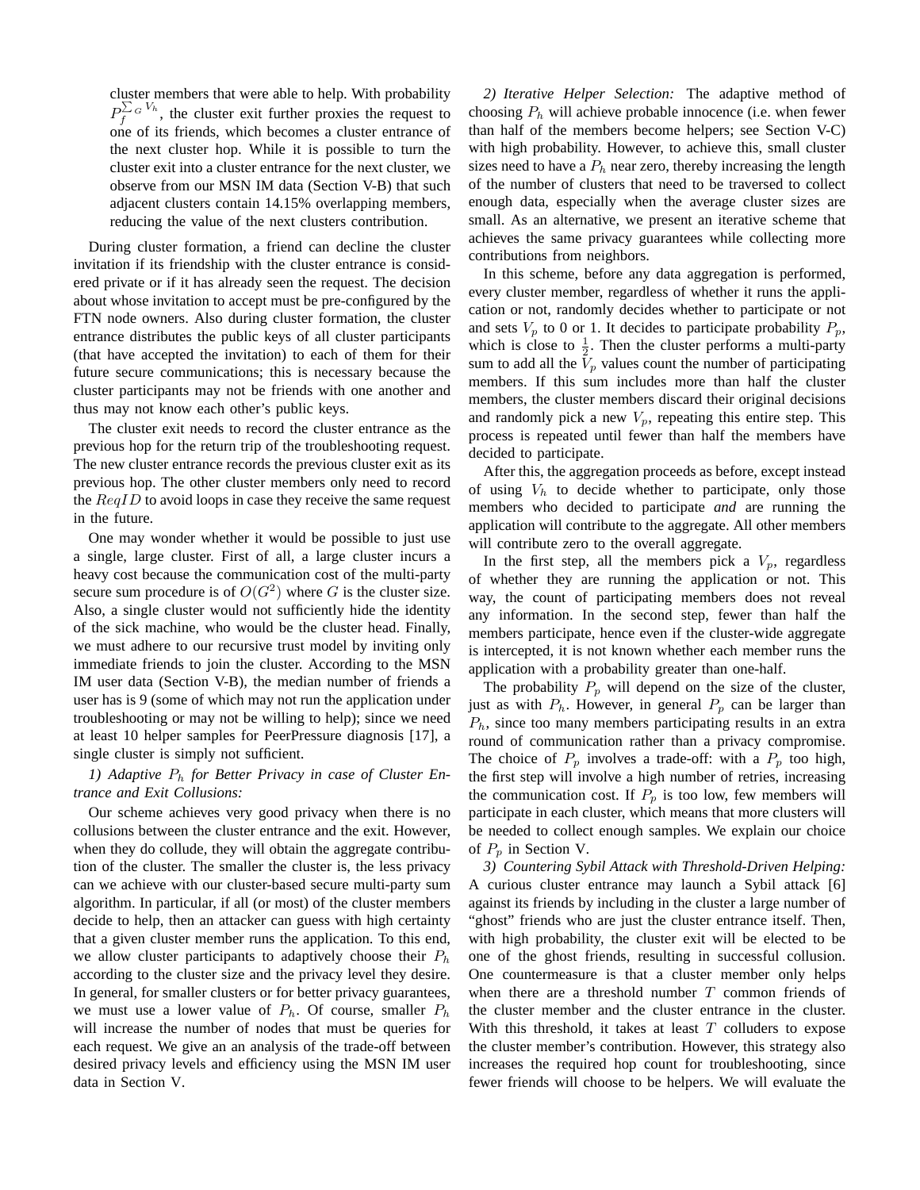cluster members that were able to help. With probability $P_f^{\sum_G V_h}$, the cluster exit further proxies the request to one of its friends, which becomes a cluster entrance of the next cluster hop. While it is possible to turn the cluster exit into a cluster entrance for the next cluster, we observe from our MSN IM data (Section V-B) that such adjacent clusters contain 14.15% overlapping members, reducing the value of the next clusters contribution.

During cluster formation, a friend can decline the cluster invitation if its friendship with the cluster entrance is considered private or if it has already seen the request. The decision about whose invitation to accept must be pre-configured by the FTN node owners. Also during cluster formation, the cluster entrance distributes the public keys of all cluster participants (that have accepted the invitation) to each of them for their future secure communications; this is necessary because the cluster participants may not be friends with one another and thus may not know each other's public keys.

The cluster exit needs to record the cluster entrance as the previous hop for the return trip of the troubleshooting request. The new cluster entrance records the previous cluster exit as its previous hop. The other cluster members only need to record the $ReqID$ to avoid loops in case they receive the same request in the future.

One may wonder whether it would be possible to just use a single, large cluster. First of all, a large cluster incurs a heavy cost because the communication cost of the multi-party secure sum procedure is of $O(G^2)$ where $G$ is the cluster size. Also, a single cluster would not sufficiently hide the identity of the sick machine, who would be the cluster head. Finally, we must adhere to our recursive trust model by inviting only immediate friends to join the cluster. According to the MSN IM user data (Section V-B), the median number of friends a user has is 9 (some of which may not run the application under troubleshooting or may not be willing to help); since we need at least 10 helper samples for PeerPressure diagnosis [17], a single cluster is simply not sufficient.

*1) Adaptive $P_h$ for Better Privacy in case of Cluster Entrance and Exit Collusions:*

Our scheme achieves very good privacy when there is no collusions between the cluster entrance and the exit. However, when they do collude, they will obtain the aggregate contribution of the cluster. The smaller the cluster is, the less privacy can we achieve with our cluster-based secure multi-party sum algorithm. In particular, if all (or most) of the cluster members decide to help, then an attacker can guess with high certainty that a given cluster member runs the application. To this end, we allow cluster participants to adaptively choose their $P_h$ according to the cluster size and the privacy level they desire. In general, for smaller clusters or for better privacy guarantees, we must use a lower value of $P_h$. Of course, smaller $P_h$ will increase the number of nodes that must be queries for each request. We give an an analysis of the trade-off between desired privacy levels and efficiency using the MSN IM user data in Section V.

*2) Iterative Helper Selection:* The adaptive method of choosing $P_h$ will achieve probable innocence (i.e. when fewer than half of the members become helpers; see Section V-C) with high probability. However, to achieve this, small cluster sizes need to have a $P_h$ near zero, thereby increasing the length of the number of clusters that need to be traversed to collect enough data, especially when the average cluster sizes are small. As an alternative, we present an iterative scheme that achieves the same privacy guarantees while collecting more contributions from neighbors.

In this scheme, before any data aggregation is performed, every cluster member, regardless of whether it runs the application or not, randomly decides whether to participate or not and sets $V_p$ to 0 or 1. It decides to participate probability $P_p$, which is close to $\frac{1}{2}$. Then the cluster performs a multi-party sum to add all the $V_p$ values count the number of participating members. If this sum includes more than half the cluster members, the cluster members discard their original decisions and randomly pick a new $V_p$, repeating this entire step. This process is repeated until fewer than half the members have decided to participate.

After this, the aggregation proceeds as before, except instead of using $V_h$ to decide whether to participate, only those members who decided to participate *and* are running the application will contribute to the aggregate. All other members will contribute zero to the overall aggregate.

In the first step, all the members pick a $V_p$, regardless of whether they are running the application or not. This way, the count of participating members does not reveal any information. In the second step, fewer than half the members participate, hence even if the cluster-wide aggregate is intercepted, it is not known whether each member runs the application with a probability greater than one-half.

The probability $P_p$ will depend on the size of the cluster, just as with $P_h$. However, in general $P_p$ can be larger than $P_h$, since too many members participating results in an extra round of communication rather than a privacy compromise. The choice of $P_p$ involves a trade-off: with a $P_p$ too high, the first step will involve a high number of retries, increasing the communication cost. If $P_p$ is too low, few members will participate in each cluster, which means that more clusters will be needed to collect enough samples. We explain our choice of $P_p$ in Section V.

*3) Countering Sybil Attack with Threshold-Driven Helping:* A curious cluster entrance may launch a Sybil attack [6] against its friends by including in the cluster a large number of "ghost" friends who are just the cluster entrance itself. Then, with high probability, the cluster exit will be elected to be one of the ghost friends, resulting in successful collusion. One countermeasure is that a cluster member only helps when there are a threshold number $T$ common friends of the cluster member and the cluster entrance in the cluster. With this threshold, it takes at least $T$ colluders to expose the cluster member's contribution. However, this strategy also increases the required hop count for troubleshooting, since fewer friends will choose to be helpers. We will evaluate the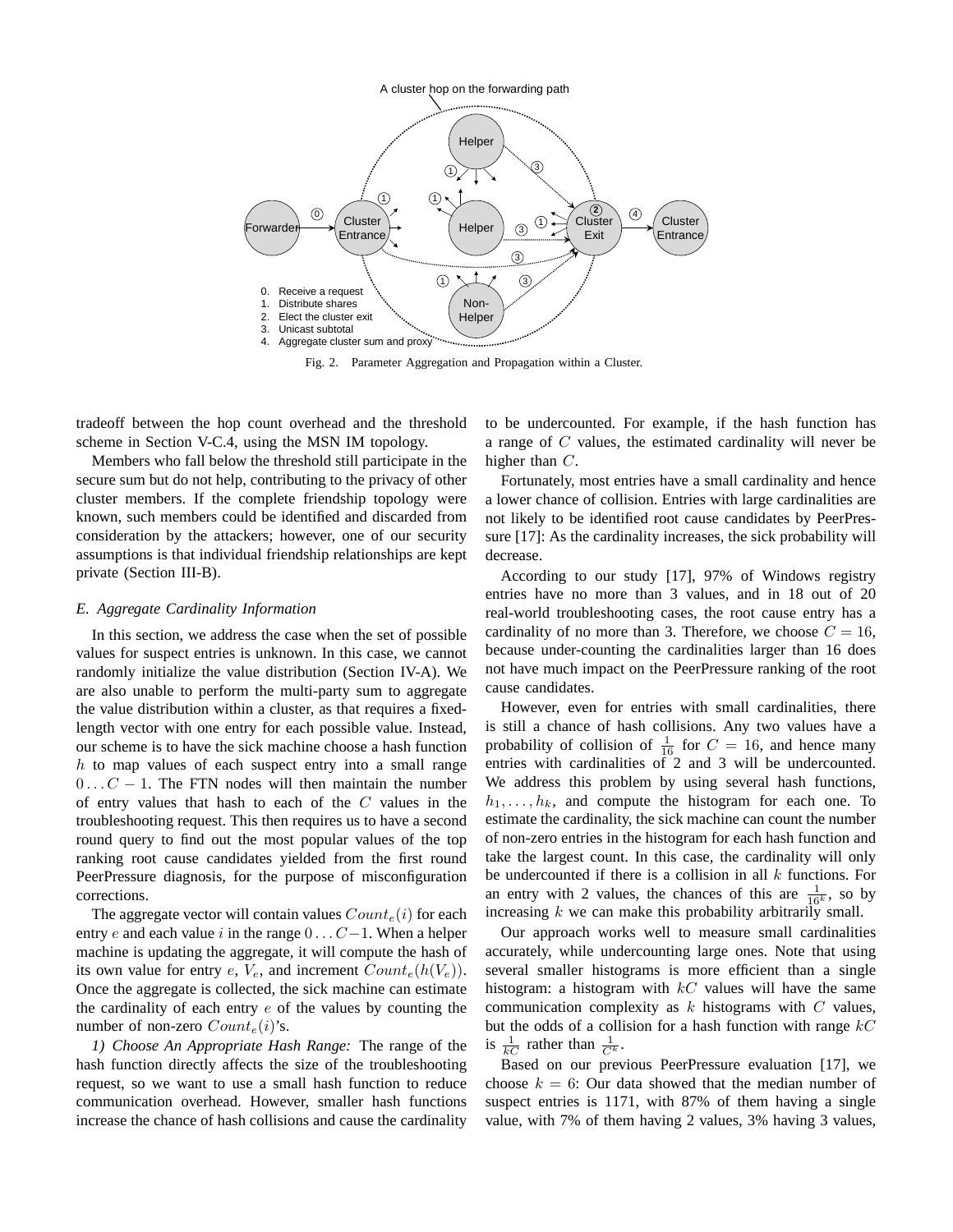A cluster hop on the forwarding path

0. Receive a request
1. Distribute shares
2. Elect the cluster exit
3. Unicast subtotal
4. Aggregate cluster sum and proxy

Fig. 2. Parameter Aggregation and Propagation within a Cluster.

tradeoff between the hop count overhead and the threshold scheme in Section V-C.4, using the MSN IM topology.

Members who fall below the threshold still participate in the secure sum but do not help, contributing to the privacy of other cluster members. If the complete friendship topology were known, such members could be identified and discarded from consideration by the attackers; however, one of our security assumptions is that individual friendship relationships are kept private (Section III-B).

### *E. Aggregate Cardinality Information*

In this section, we address the case when the set of possible values for suspect entries is unknown. In this case, we cannot randomly initialize the value distribution (Section IV-A). We are also unable to perform the multi-party sum to aggregate the value distribution within a cluster, as that requires a fixed-length vector with one entry for each possible value. Instead, our scheme is to have the sick machine choose a hash function $h$ to map values of each suspect entry into a small range $0 \ldots C-1$. The FTN nodes will then maintain the number of entry values that hash to each of the $C$ values in the troubleshooting request. This then requires us to have a second round query to find out the most popular values of the top ranking root cause candidates yielded from the first round PeerPressure diagnosis, for the purpose of misconfiguration corrections.

The aggregate vector will contain values $Count_e(i)$ for each entry $e$ and each value $i$ in the range $0 \ldots C-1$. When a helper machine is updating the aggregate, it will compute the hash of its own value for entry $e$, $V_e$, and increment $Count_e(h(V_e))$. Once the aggregate is collected, the sick machine can estimate the cardinality of each entry $e$ of the values by counting the number of non-zero $Count_e(i)$'s.

*1) Choose An Appropriate Hash Range:* The range of the hash function directly affects the size of the troubleshooting request, so we want to use a small hash function to reduce communication overhead. However, smaller hash functions increase the chance of hash collisions and cause the cardinality to be undercounted. For example, if the hash function has a range of $C$ values, the estimated cardinality will never be higher than $C$.

Fortunately, most entries have a small cardinality and hence a lower chance of collision. Entries with large cardinalities are not likely to be identified root cause candidates by PeerPressure [17]: As the cardinality increases, the sick probability will decrease.

According to our study [17], 97% of Windows registry entries have no more than 3 values, and in 18 out of 20 real-world troubleshooting cases, the root cause entry has a cardinality of no more than 3. Therefore, we choose $C = 16$, because under-counting the cardinalities larger than 16 does not have much impact on the PeerPressure ranking of the root cause candidates.

However, even for entries with small cardinalities, there is still a chance of hash collisions. Any two values have a probability of collision of $\frac{1}{16}$ for $C = 16$, and hence many entries with cardinalities of 2 and 3 will be undercounted. We address this problem by using several hash functions, $h_1, \ldots, h_k$, and compute the histogram for each one. To estimate the cardinality, the sick machine can count the number of non-zero entries in the histogram for each hash function and take the largest count. In this case, the cardinality will only be undercounted if there is a collision in all $k$ functions. For an entry with 2 values, the chances of this are $\frac{1}{16^k}$, so by increasing $k$ we can make this probability arbitrarily small.

Our approach works well to measure small cardinalities accurately, while undercounting large ones. Note that using several smaller histograms is more efficient than a single histogram: a histogram with $kC$ values will have the same communication complexity as $k$ histograms with $C$ values, but the odds of a collision for a hash function with range $kC$ is $\frac{1}{kC}$ rather than $\frac{1}{C^k}$.

Based on our previous PeerPressure evaluation [17], we choose $k = 6$: Our data showed that the median number of suspect entries is 1171, with 87% of them having a single value, with 7% of them having 2 values, 3% having 3 values,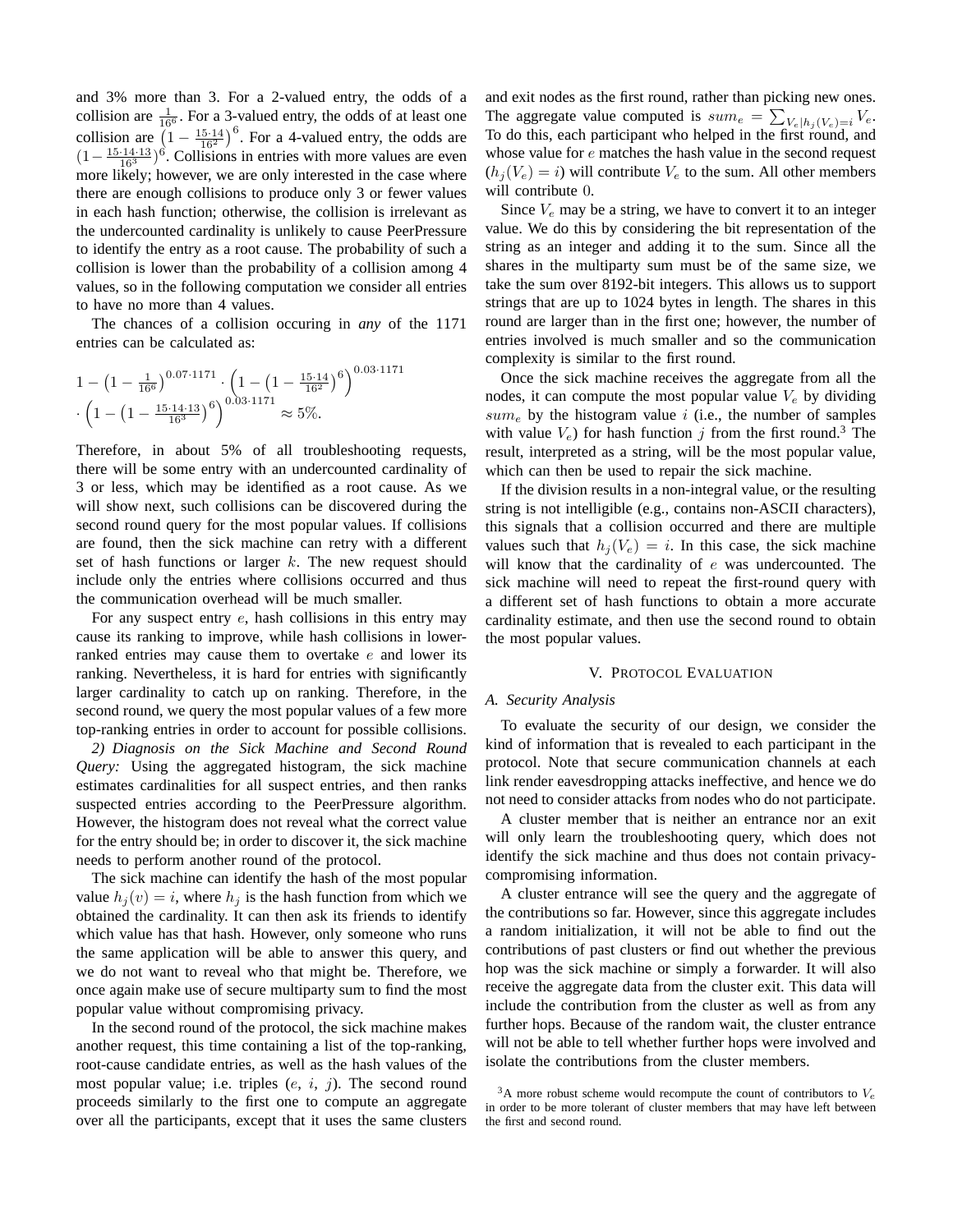and 3% more than 3. For a 2-valued entry, the odds of a collision are $\frac{1}{16^6}$. For a 3-valued entry, the odds of at least one collision are $\left(1 - \frac{15 \cdot 14}{16^2}\right)^6$. For a 4-valued entry, the odds are $(1 - \frac{15 \cdot 14 \cdot 13}{16^3})^6$. Collisions in entries with more values are even more likely; however, we are only interested in the case where there are enough collisions to produce only 3 or fewer values in each hash function; otherwise, the collision is irrelevant as the undercounted cardinality is unlikely to cause PeerPressure to identify the entry as a root cause. The probability of such a collision is lower than the probability of a collision among 4 values, so in the following computation we consider all entries to have no more than 4 values.

The chances of a collision occuring in *any* of the 1171 entries can be calculated as:

$$1 - \left(1 - \frac{1}{16^6}\right)^{0.07 \cdot 1171} \cdot \left(1 - \left(1 - \frac{15 \cdot 14}{16^2}\right)^6\right)^{0.03 \cdot 1171} \cdot \left(1 - \left(1 - \frac{15 \cdot 14 \cdot 13}{16^3}\right)^6\right)^{0.03 \cdot 1171} \approx 5\%.$$

Therefore, in about 5% of all troubleshooting requests, there will be some entry with an undercounted cardinality of 3 or less, which may be identified as a root cause. As we will show next, such collisions can be discovered during the second round query for the most popular values. If collisions are found, then the sick machine can retry with a different set of hash functions or larger $k$. The new request should include only the entries where collisions occurred and thus the communication overhead will be much smaller.

For any suspect entry $e$, hash collisions in this entry may cause its ranking to improve, while hash collisions in lower-ranked entries may cause them to overtake $e$ and lower its ranking. Nevertheless, it is hard for entries with significantly larger cardinality to catch up on ranking. Therefore, in the second round, we query the most popular values of a few more top-ranking entries in order to account for possible collisions.

*2) Diagnosis on the Sick Machine and Second Round Query:* Using the aggregated histogram, the sick machine estimates cardinalities for all suspect entries, and then ranks suspected entries according to the PeerPressure algorithm. However, the histogram does not reveal what the correct value for the entry should be; in order to discover it, the sick machine needs to perform another round of the protocol.

The sick machine can identify the hash of the most popular value $h_j(v) = i$, where $h_j$ is the hash function from which we obtained the cardinality. It can then ask its friends to identify which value has that hash. However, only someone who runs the same application will be able to answer this query, and we do not want to reveal who that might be. Therefore, we once again make use of secure multiparty sum to find the most popular value without compromising privacy.

In the second round of the protocol, the sick machine makes another request, this time containing a list of the top-ranking, root-cause candidate entries, as well as the hash values of the most popular value; i.e. triples ($e$, $i$, $j$). The second round proceeds similarly to the first one to compute an aggregate over all the participants, except that it uses the same clusters and exit nodes as the first round, rather than picking new ones. The aggregate value computed is $sum_e = \sum_{V_e | h_j(V_e) = i} V_e$. To do this, each participant who helped in the first round, and whose value for $e$ matches the hash value in the second request ($h_j(V_e) = i$) will contribute $V_e$ to the sum. All other members will contribute 0.

Since $V_e$ may be a string, we have to convert it to an integer value. We do this by considering the bit representation of the string as an integer and adding it to the sum. Since all the shares in the multiparty sum must be of the same size, we take the sum over 8192-bit integers. This allows us to support strings that are up to 1024 bytes in length. The shares in this round are larger than in the first one; however, the number of entries involved is much smaller and so the communication complexity is similar to the first round.

Once the sick machine receives the aggregate from all the nodes, it can compute the most popular value $V_e$ by dividing $sum_e$ by the histogram value $i$ (i.e., the number of samples with value $V_e$) for hash function $j$ from the first round.[3] The result, interpreted as a string, will be the most popular value, which can then be used to repair the sick machine.

If the division results in a non-integral value, or the resulting string is not intelligible (e.g., contains non-ASCII characters), this signals that a collision occurred and there are multiple values such that $h_j(V_e) = i$. In this case, the sick machine will know that the cardinality of $e$ was undercounted. The sick machine will need to repeat the first-round query with a different set of hash functions to obtain a more accurate cardinality estimate, and then use the second round to obtain the most popular values.

## V. Protocol Evaluation

### A. Security Analysis

To evaluate the security of our design, we consider the kind of information that is revealed to each participant in the protocol. Note that secure communication channels at each link render eavesdropping attacks ineffective, and hence we do not need to consider attacks from nodes who do not participate.

A cluster member that is neither an entrance nor an exit will only learn the troubleshooting query, which does not identify the sick machine and thus does not contain privacy-compromising information.

A cluster entrance will see the query and the aggregate of the contributions so far. However, since this aggregate includes a random initialization, it will not be able to find out the contributions of past clusters or find out whether the previous hop was the sick machine or simply a forwarder. It will also receive the aggregate data from the cluster exit. This data will include the contribution from the cluster as well as from any further hops. Because of the random wait, the cluster entrance will not be able to tell whether further hops were involved and isolate the contributions from the cluster members.

[3] A more robust scheme would recompute the count of contributors to $V_e$ in order to be more tolerant of cluster members that may have left between the first and second round.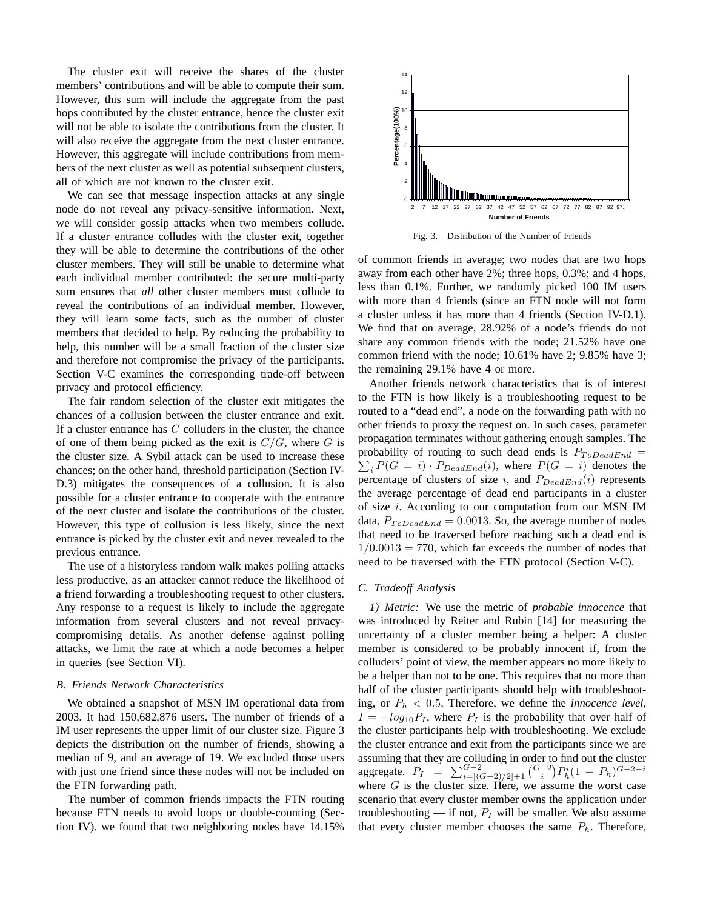The cluster exit will receive the shares of the cluster members' contributions and will be able to compute their sum. However, this sum will include the aggregate from the past hops contributed by the cluster entrance, hence the cluster exit will not be able to isolate the contributions from the cluster. It will also receive the aggregate from the next cluster entrance. However, this aggregate will include contributions from members of the next cluster as well as potential subsequent clusters, all of which are not known to the cluster exit.

We can see that message inspection attacks at any single node do not reveal any privacy-sensitive information. Next, we will consider gossip attacks when two members collude. If a cluster entrance colludes with the cluster exit, together they will be able to determine the contributions of the other cluster members. They will still be unable to determine what each individual member contributed: the secure multi-party sum ensures that *all* other cluster members must collude to reveal the contributions of an individual member. However, they will learn some facts, such as the number of cluster members that decided to help. By reducing the probability to help, this number will be a small fraction of the cluster size and therefore not compromise the privacy of the participants. Section V-C examines the corresponding trade-off between privacy and protocol efficiency.

The fair random selection of the cluster exit mitigates the chances of a collusion between the cluster entrance and exit. If a cluster entrance has $C$ colluders in the cluster, the chance of one of them being picked as the exit is $C/G$, where $G$ is the cluster size. A Sybil attack can be used to increase these chances; on the other hand, threshold participation (Section IV-D.3) mitigates the consequences of a collusion. It is also possible for a cluster entrance to cooperate with the entrance of the next cluster and isolate the contributions of the cluster. However, this type of collusion is less likely, since the next entrance is picked by the cluster exit and never revealed to the previous entrance.

The use of a historyless random walk makes polling attacks less productive, as an attacker cannot reduce the likelihood of a friend forwarding a troubleshooting request to other clusters. Any response to a request is likely to include the aggregate information from several clusters and not reveal privacy-compromising details. As another defense against polling attacks, we limit the rate at which a node becomes a helper in queries (see Section VI).

### B. Friends Network Characteristics

We obtained a snapshot of MSN IM operational data from 2003. It had 150,682,876 users. The number of friends of a IM user represents the upper limit of our cluster size. Figure 3 depicts the distribution on the number of friends, showing a median of 9, and an average of 19. We excluded those users with just one friend since these nodes will not be included on the FTN forwarding path.

The number of common friends impacts the FTN routing because FTN needs to avoid loops or double-counting (Section IV). we found that two neighboring nodes have 14.15% of common friends in average; two nodes that are two hops away from each other have 2%; three hops, 0.3%; and 4 hops, less than 0.1%. Further, we randomly picked 100 IM users with more than 4 friends (since an FTN node will not form a cluster unless it has more than 4 friends (Section IV-D.1). We find that on average, 28.92% of a node's friends do not share any common friends with the node; 21.52% have one common friend with the node; 10.61% have 2; 9.85% have 3; the remaining 29.1% have 4 or more.

Fig. 3. Distribution of the Number of Friends

Another friends network characteristics that is of interest to the FTN is how likely is a troubleshooting request to be routed to a "dead end", a node on the forwarding path with no other friends to proxy the request on. In such cases, parameter propagation terminates without gathering enough samples. The probability of routing to such dead ends is $P_{ToDeadEnd} = \sum_i P(G = i) \cdot P_{DeadEnd}(i)$, where $P(G = i)$ denotes the percentage of clusters of size $i$, and $P_{DeadEnd}(i)$ represents the average percentage of dead end participants in a cluster of size $i$. According to our computation from our MSN IM data, $P_{ToDeadEnd} = 0.0013$. So, the average number of nodes that need to be traversed before reaching such a dead end is $1/0.0013 = 770$, which far exceeds the number of nodes that need to be traversed with the FTN protocol (Section V-C).

### C. Tradeoff Analysis

*1) Metric:* We use the metric of *probable innocence* that was introduced by Reiter and Rubin [14] for measuring the uncertainty of a cluster member being a helper: A cluster member is considered to be probably innocent if, from the colluders' point of view, the member appears no more likely to be a helper than not to be one. This requires that no more than half of the cluster participants should help with troubleshooting, or $P_h < 0.5$. Therefore, we define the *innocence level*, $I = -log_{10}P_I$, where $P_I$ is the probability that over half of the cluster participants help with troubleshooting. We exclude the cluster entrance and exit from the participants since we are assuming that they are colluding in order to find out the cluster aggregate. $P_I = \sum_{i=[(G-2)/2]+1}^{G-2} \binom{G-2}{i} P_h^i (1 - P_h)^{G-2-i}$ where $G$ is the cluster size. Here, we assume the worst case scenario that every cluster member owns the application under troubleshooting — if not, $P_I$ will be smaller. We also assume that every cluster member chooses the same $P_h$. Therefore,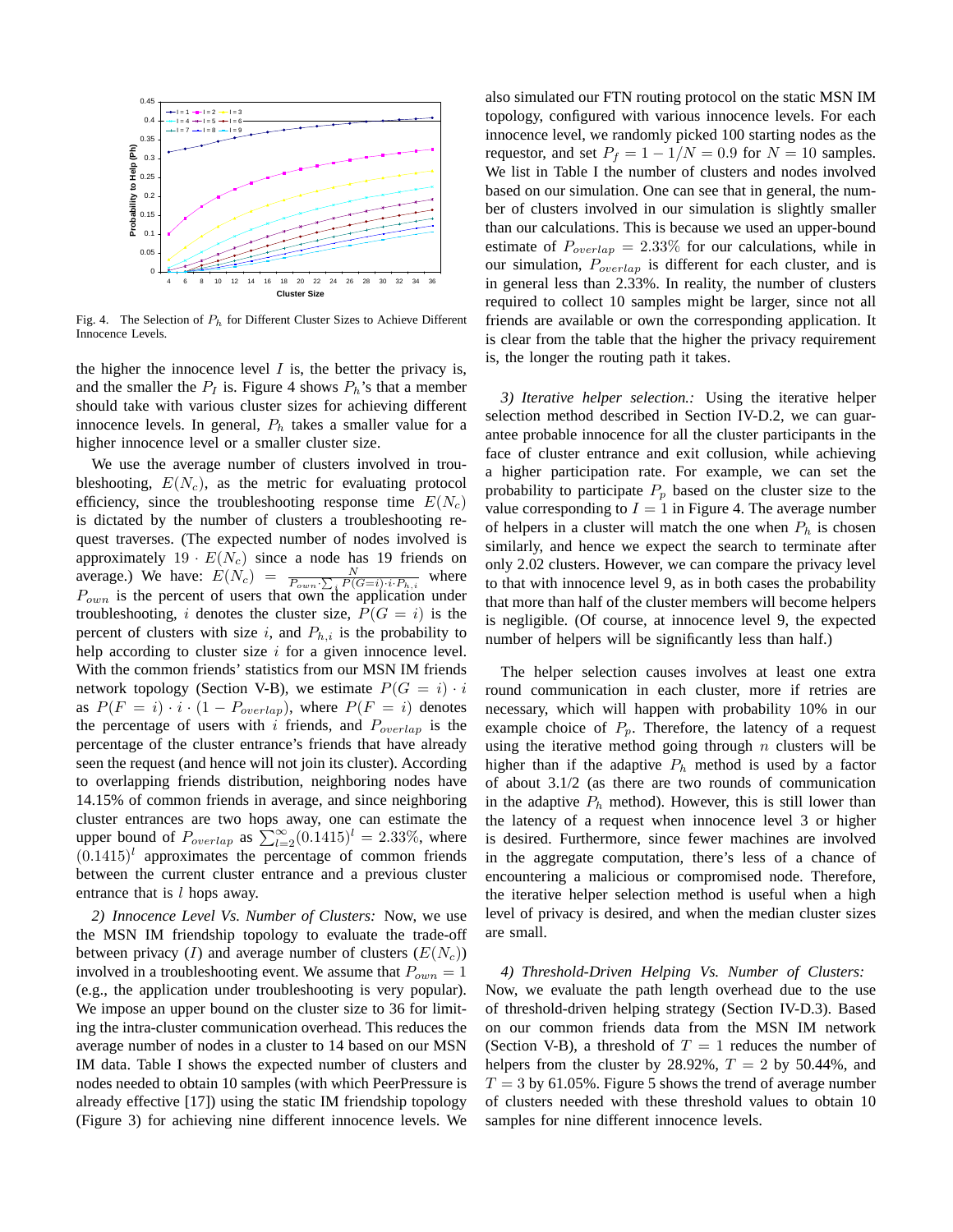Fig. 4. The Selection of $P_h$ for Different Cluster Sizes to Achieve Different Innocence Levels.

the higher the innocence level $I$ is, the better the privacy is, and the smaller the $P_I$ is. Figure 4 shows $P_h$'s that a member should take with various cluster sizes for achieving different innocence levels. In general, $P_h$ takes a smaller value for a higher innocence level or a smaller cluster size.

We use the average number of clusters involved in troubleshooting, $E(N_c)$, as the metric for evaluating protocol efficiency, since the troubleshooting response time $E(N_c)$ is dictated by the number of clusters a troubleshooting request traverses. (The expected number of nodes involved is approximately $19 \cdot E(N_c)$ since a node has 19 friends on average.) We have: $E(N_c) = \frac{N}{P_{own} \cdot \sum_i P(G=i) \cdot i \cdot P_{h,i}}$ where $P_{own}$ is the percent of users that own the application under troubleshooting, $i$ denotes the cluster size, $P(G = i)$ is the percent of clusters with size $i$, and $P_{h,i}$ is the probability to help according to cluster size $i$ for a given innocence level. With the common friends' statistics from our MSN IM friends network topology (Section V-B), we estimate $P(G = i) \cdot i$ as $P(F = i) \cdot i \cdot (1 - P_{overlap})$, where $P(F = i)$ denotes the percentage of users with $i$ friends, and $P_{overlap}$ is the percentage of the cluster entrance's friends that have already seen the request (and hence will not join its cluster). According to overlapping friends distribution, neighboring nodes have 14.15% of common friends in average, and since neighboring cluster entrances are two hops away, one can estimate the upper bound of $P_{overlap}$ as $\sum_{l=2}^{\infty}(0.1415)^l = 2.33\%$, where $(0.1415)^l$ approximates the percentage of common friends between the current cluster entrance and a previous cluster entrance that is $l$ hops away.

*2) Innocence Level Vs. Number of Clusters:* Now, we use the MSN IM friendship topology to evaluate the trade-off between privacy ($I$) and average number of clusters ($E(N_c)$) involved in a troubleshooting event. We assume that $P_{own} = 1$ (e.g., the application under troubleshooting is very popular). We impose an upper bound on the cluster size to 36 for limiting the intra-cluster communication overhead. This reduces the average number of nodes in a cluster to 14 based on our MSN IM data. Table I shows the expected number of clusters and nodes needed to obtain 10 samples (with which PeerPressure is already effective [17]) using the static IM friendship topology (Figure 3) for achieving nine different innocence levels. We also simulated our FTN routing protocol on the static MSN IM topology, configured with various innocence levels. For each innocence level, we randomly picked 100 starting nodes as the requestor, and set $P_f = 1 - 1/N = 0.9$ for $N = 10$ samples. We list in Table I the number of clusters and nodes involved based on our simulation. One can see that in general, the number of clusters involved in our simulation is slightly smaller than our calculations. This is because we used an upper-bound estimate of $P_{overlap} = 2.33\%$ for our calculations, while in our simulation, $P_{overlap}$ is different for each cluster, and is in general less than 2.33%. In reality, the number of clusters required to collect 10 samples might be larger, since not all friends are available or own the corresponding application. It is clear from the table that the higher the privacy requirement is, the longer the routing path it takes.

*3) Iterative helper selection.:* Using the iterative helper selection method described in Section IV-D.2, we can guarantee probable innocence for all the cluster participants in the face of cluster entrance and exit collusion, while achieving a higher participation rate. For example, we can set the probability to participate $P_p$ based on the cluster size to the value corresponding to $I = 1$ in Figure 4. The average number of helpers in a cluster will match the one when $P_h$ is chosen similarly, and hence we expect the search to terminate after only 2.02 clusters. However, we can compare the privacy level to that with innocence level 9, as in both cases the probability that more than half of the cluster members will become helpers is negligible. (Of course, at innocence level 9, the expected number of helpers will be significantly less than half.)

The helper selection causes involves at least one extra round communication in each cluster, more if retries are necessary, which will happen with probability 10% in our example choice of $P_p$. Therefore, the latency of a request using the iterative method going through $n$ clusters will be higher than if the adaptive $P_h$ method is used by a factor of about 3.1/2 (as there are two rounds of communication in the adaptive $P_h$ method). However, this is still lower than the latency of a request when innocence level 3 or higher is desired. Furthermore, since fewer machines are involved in the aggregate computation, there's less of a chance of encountering a malicious or compromised node. Therefore, the iterative helper selection method is useful when a high level of privacy is desired, and when the median cluster sizes are small.

*4) Threshold-Driven Helping Vs. Number of Clusters:* Now, we evaluate the path length overhead due to the use of threshold-driven helping strategy (Section IV-D.3). Based on our common friends data from the MSN IM network (Section V-B), a threshold of $T = 1$ reduces the number of helpers from the cluster by 28.92%, $T = 2$ by 50.44%, and $T = 3$ by 61.05%. Figure 5 shows the trend of average number of clusters needed with these threshold values to obtain 10 samples for nine different innocence levels.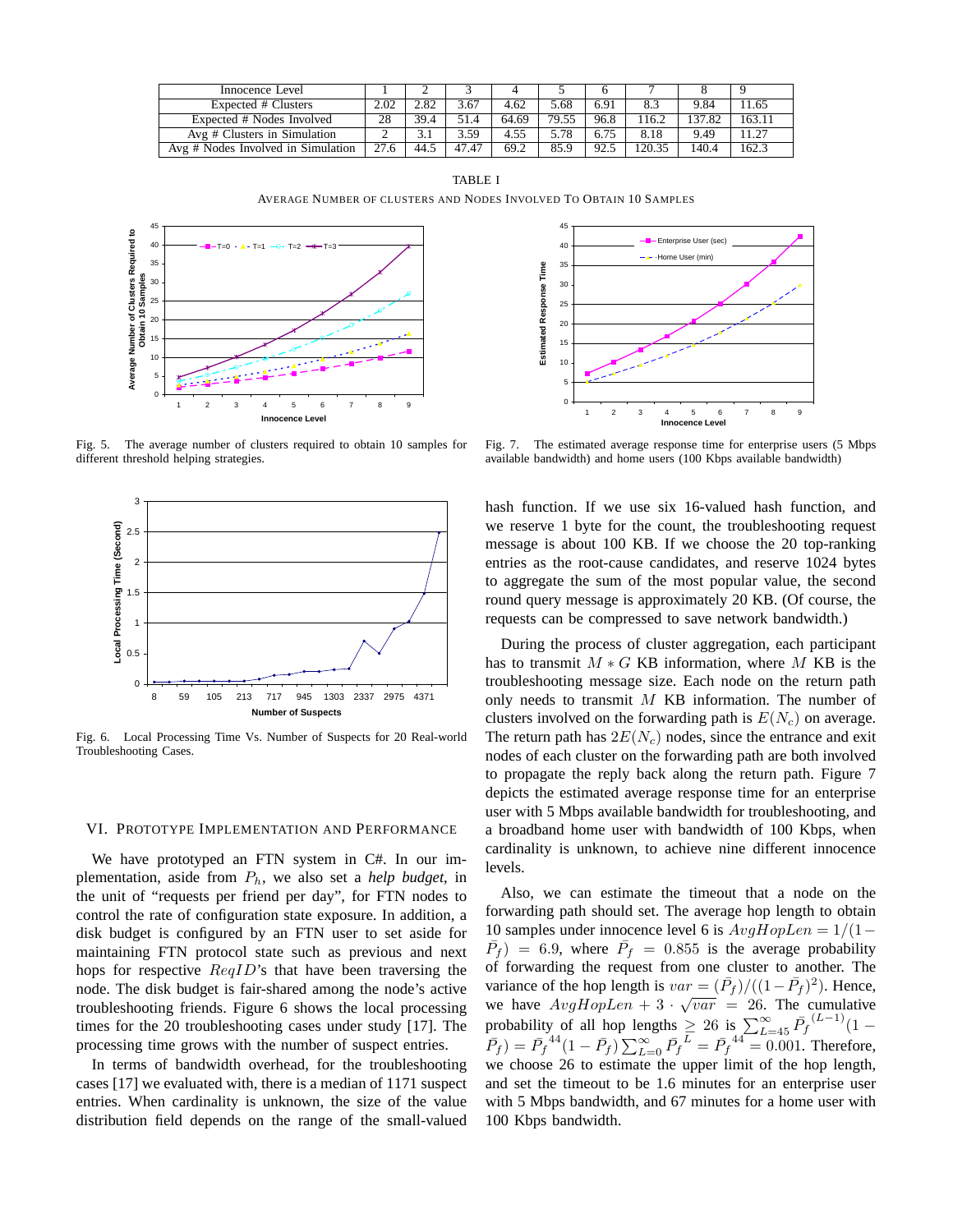| Innocence Level | 1 | 2 | 3 | 4 | 5 | 6 | 7 | 8 | 9 |
|---|---|---|---|---|---|---|---|---|---|
| Expected # Clusters | 2.02 | 2.82 | 3.67 | 4.62 | 5.68 | 6.91 | 8.3 | 9.84 | 11.65 |
| Expected # Nodes Involved | 28 | 39.4 | 51.4 | 64.69 | 79.55 | 96.8 | 116.2 | 137.82 | 163.11 |
| Avg # Clusters in Simulation | 2 | 3.1 | 3.59 | 4.55 | 5.78 | 6.75 | 8.18 | 9.49 | 11.27 |
| Avg # Nodes Involved in Simulation | 27.6 | 44.5 | 47.47 | 69.2 | 85.9 | 92.5 | 120.35 | 140.4 | 162.3 |

TABLE I

AVERAGE NUMBER OF CLUSTERS AND NODES INVOLVED TO OBTAIN 10 SAMPLES

Fig. 5. The average number of clusters required to obtain 10 samples for different threshold helping strategies.

Fig. 7. The estimated average response time for enterprise users (5 Mbps available bandwidth) and home users (100 Kbps available bandwidth)

Fig. 6. Local Processing Time Vs. Number of Suspects for 20 Real-world Troubleshooting Cases.

## VI. PROTOTYPE IMPLEMENTATION AND PERFORMANCE

We have prototyped an FTN system in C#. In our implementation, aside from $P_h$, we also set a *help budget*, in the unit of "requests per friend per day", for FTN nodes to control the rate of configuration state exposure. In addition, a disk budget is configured by an FTN user to set aside for maintaining FTN protocol state such as previous and next hops for respective $ReqID$'s that have been traversing the node. The disk budget is fair-shared among the node's active troubleshooting friends. Figure 6 shows the local processing times for the 20 troubleshooting cases under study [17]. The processing time grows with the number of suspect entries.

In terms of bandwidth overhead, for the troubleshooting cases [17] we evaluated with, there is a median of 1171 suspect entries. When cardinality is unknown, the size of the value distribution field depends on the range of the small-valued hash function. If we use six 16-valued hash function, and we reserve 1 byte for the count, the troubleshooting request message is about 100 KB. If we choose the 20 top-ranking entries as the root-cause candidates, and reserve 1024 bytes to aggregate the sum of the most popular value, the second round query message is approximately 20 KB. (Of course, the requests can be compressed to save network bandwidth.)

During the process of cluster aggregation, each participant has to transmit $M * G$ KB information, where $M$ KB is the troubleshooting message size. Each node on the return path only needs to transmit $M$ KB information. The number of clusters involved on the forwarding path is $E(N_c)$ on average. The return path has $2E(N_c)$ nodes, since the entrance and exit nodes of each cluster on the forwarding path are both involved to propagate the reply back along the return path. Figure 7 depicts the estimated average response time for an enterprise user with 5 Mbps available bandwidth for troubleshooting, and a broadband home user with bandwidth of 100 Kbps, when cardinality is unknown, to achieve nine different innocence levels.

Also, we can estimate the timeout that a node on the forwarding path should set. The average hop length to obtain 10 samples under innocence level 6 is $AvgHopLen = 1/(1-\bar{P_f}) = 6.9$, where $\bar{P_f} = 0.855$ is the average probability of forwarding the request from one cluster to another. The variance of the hop length is $var = (\bar{P_f})/((1-\bar{P_f})^2)$. Hence, we have $AvgHopLen + 3 \cdot \sqrt{var} = 26$. The cumulative probability of all hop lengths $\geq 26$ is $\sum_{L=45}^{\infty} \bar{P_f}^{(L-1)}(1-\bar{P_f}) = \bar{P_f}^{44}(1-\bar{P_f})\sum_{L=0}^{\infty} \bar{P_f}^{L} = \bar{P_f}^{44} = 0.001$. Therefore, we choose 26 to estimate the upper limit of the hop length, and set the timeout to be 1.6 minutes for an enterprise user with 5 Mbps bandwidth, and 67 minutes for a home user with 100 Kbps bandwidth.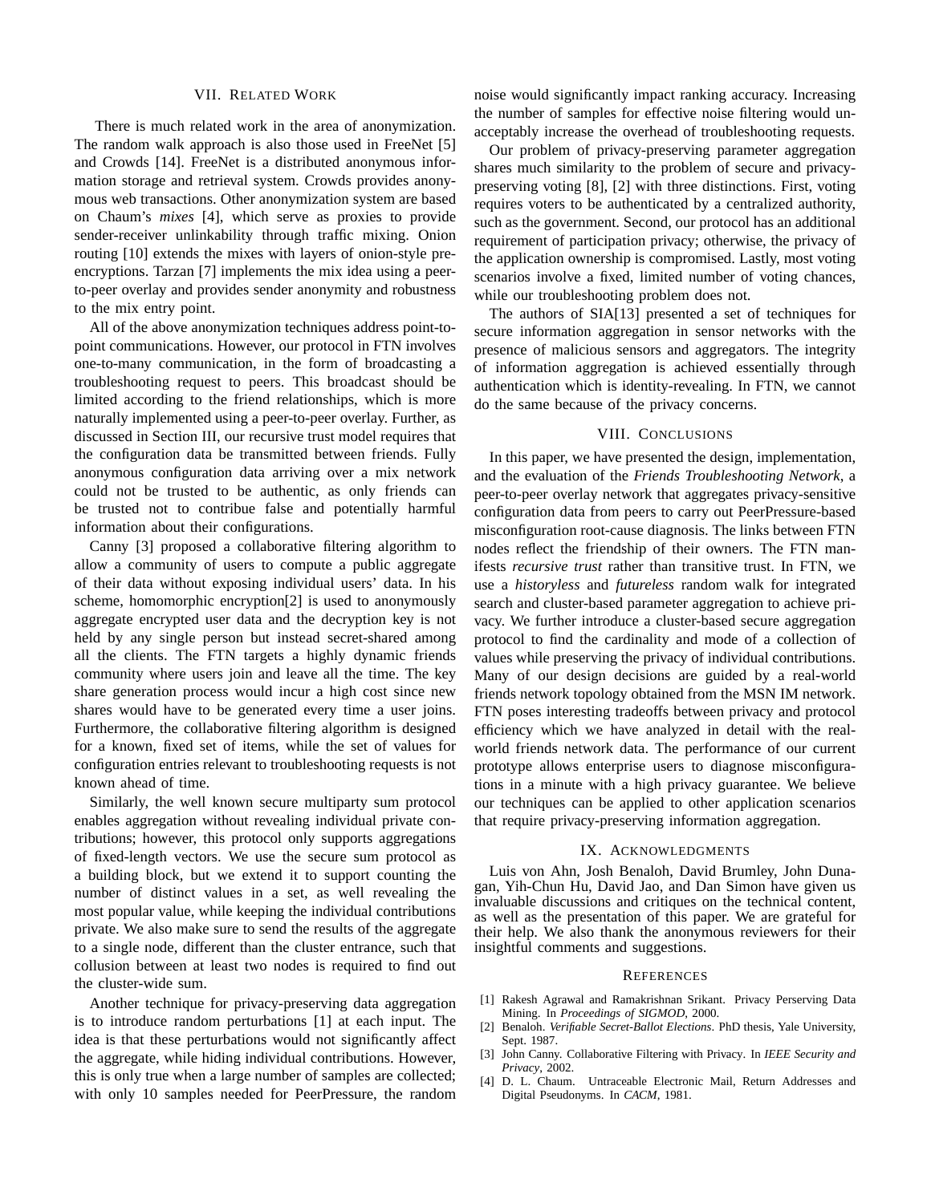## VII. Related Work

There is much related work in the area of anonymization. The random walk approach is also those used in FreeNet [5] and Crowds [14]. FreeNet is a distributed anonymous information storage and retrieval system. Crowds provides anonymous web transactions. Other anonymization system are based on Chaum's *mixes* [4], which serve as proxies to provide sender-receiver unlinkability through traffic mixing. Onion routing [10] extends the mixes with layers of onion-style pre-encryptions. Tarzan [7] implements the mix idea using a peer-to-peer overlay and provides sender anonymity and robustness to the mix entry point.

All of the above anonymization techniques address point-to-point communications. However, our protocol in FTN involves one-to-many communication, in the form of broadcasting a troubleshooting request to peers. This broadcast should be limited according to the friend relationships, which is more naturally implemented using a peer-to-peer overlay. Further, as discussed in Section III, our recursive trust model requires that the configuration data be transmitted between friends. Fully anonymous configuration data arriving over a mix network could not be trusted to be authentic, as only friends can be trusted not to contribue false and potentially harmful information about their configurations.

Canny [3] proposed a collaborative filtering algorithm to allow a community of users to compute a public aggregate of their data without exposing individual users' data. In his scheme, homomorphic encryption[2] is used to anonymously aggregate encrypted user data and the decryption key is not held by any single person but instead secret-shared among all the clients. The FTN targets a highly dynamic friends community where users join and leave all the time. The key share generation process would incur a high cost since new shares would have to be generated every time a user joins. Furthermore, the collaborative filtering algorithm is designed for a known, fixed set of items, while the set of values for configuration entries relevant to troubleshooting requests is not known ahead of time.

Similarly, the well known secure multiparty sum protocol enables aggregation without revealing individual private contributions; however, this protocol only supports aggregations of fixed-length vectors. We use the secure sum protocol as a building block, but we extend it to support counting the number of distinct values in a set, as well revealing the most popular value, while keeping the individual contributions private. We also make sure to send the results of the aggregate to a single node, different than the cluster entrance, such that collusion between at least two nodes is required to find out the cluster-wide sum.

Another technique for privacy-preserving data aggregation is to introduce random perturbations [1] at each input. The idea is that these perturbations would not significantly affect the aggregate, while hiding individual contributions. However, this is only true when a large number of samples are collected; with only 10 samples needed for PeerPressure, the random noise would significantly impact ranking accuracy. Increasing the number of samples for effective noise filtering would unacceptably increase the overhead of troubleshooting requests.

Our problem of privacy-preserving parameter aggregation shares much similarity to the problem of secure and privacy-preserving voting [8], [2] with three distinctions. First, voting requires voters to be authenticated by a centralized authority, such as the government. Second, our protocol has an additional requirement of participation privacy; otherwise, the privacy of the application ownership is compromised. Lastly, most voting scenarios involve a fixed, limited number of voting chances, while our troubleshooting problem does not.

The authors of SIA[13] presented a set of techniques for secure information aggregation in sensor networks with the presence of malicious sensors and aggregators. The integrity of information aggregation is achieved essentially through authentication which is identity-revealing. In FTN, we cannot do the same because of the privacy concerns.

## VIII. Conclusions

In this paper, we have presented the design, implementation, and the evaluation of the *Friends Troubleshooting Network*, a peer-to-peer overlay network that aggregates privacy-sensitive configuration data from peers to carry out PeerPressure-based misconfiguration root-cause diagnosis. The links between FTN nodes reflect the friendship of their owners. The FTN manifests *recursive trust* rather than transitive trust. In FTN, we use a *historyless* and *futureless* random walk for integrated search and cluster-based parameter aggregation to achieve privacy. We further introduce a cluster-based secure aggregation protocol to find the cardinality and mode of a collection of values while preserving the privacy of individual contributions. Many of our design decisions are guided by a real-world friends network topology obtained from the MSN IM network. FTN poses interesting tradeoffs between privacy and protocol efficiency which we have analyzed in detail with the real-world friends network data. The performance of our current prototype allows enterprise users to diagnose misconfigurations in a minute with a high privacy guarantee. We believe our techniques can be applied to other application scenarios that require privacy-preserving information aggregation.

## IX. Acknowledgments

Luis von Ahn, Josh Benaloh, David Brumley, John Dunagan, Yih-Chun Hu, David Jao, and Dan Simon have given us invaluable discussions and critiques on the technical content, as well as the presentation of this paper. We are grateful for their help. We also thank the anonymous reviewers for their insightful comments and suggestions.

## References

[1] Rakesh Agrawal and Ramakrishnan Srikant. Privacy Perserving Data Mining. In *Proceedings of SIGMOD*, 2000.

[2] Benaloh. *Verifiable Secret-Ballot Elections*. PhD thesis, Yale University, Sept. 1987.

[3] John Canny. Collaborative Filtering with Privacy. In *IEEE Security and Privacy*, 2002.

[4] D. L. Chaum. Untraceable Electronic Mail, Return Addresses and Digital Pseudonyms. In *CACM*, 1981.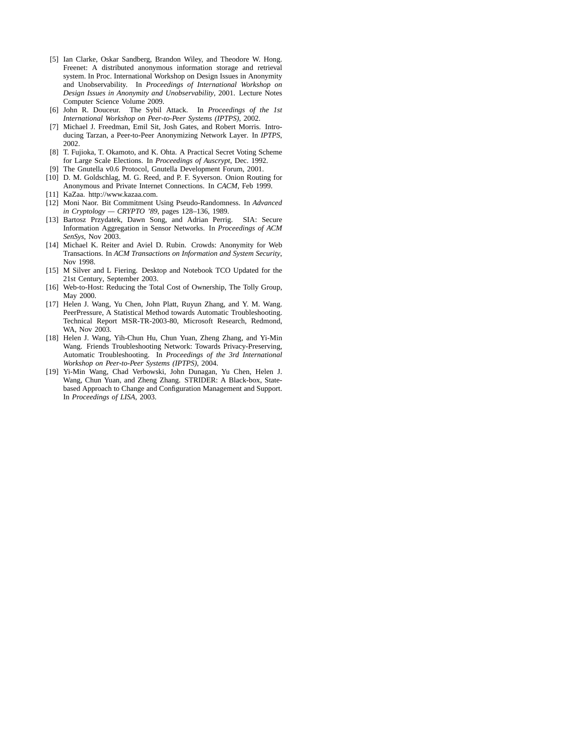[5] Ian Clarke, Oskar Sandberg, Brandon Wiley, and Theodore W. Hong. Freenet: A distributed anonymous information storage and retrieval system. In Proc. International Workshop on Design Issues in Anonymity and Unobservability. In *Proceedings of International Workshop on Design Issues in Anonymity and Unobservability*, 2001. Lecture Notes Computer Science Volume 2009.

[6] John R. Douceur. The Sybil Attack. In *Proceedings of the 1st International Workshop on Peer-to-Peer Systems (IPTPS)*, 2002.

[7] Michael J. Freedman, Emil Sit, Josh Gates, and Robert Morris. Introducing Tarzan, a Peer-to-Peer Anonymizing Network Layer. In *IPTPS*, 2002.

[8] T. Fujioka, T. Okamoto, and K. Ohta. A Practical Secret Voting Scheme for Large Scale Elections. In *Proceedings of Auscrypt*, Dec. 1992.

[9] The Gnutella v0.6 Protocol, Gnutella Development Forum, 2001.

[10] D. M. Goldschlag, M. G. Reed, and P. F. Syverson. Onion Routing for Anonymous and Private Internet Connections. In *CACM*, Feb 1999.

[11] KaZaa. http://www.kazaa.com.

[12] Moni Naor. Bit Commitment Using Pseudo-Randomness. In *Advanced in Cryptology — CRYPTO '89*, pages 128–136, 1989.

[13] Bartosz Przydatek, Dawn Song, and Adrian Perrig. SIA: Secure Information Aggregation in Sensor Networks. In *Proceedings of ACM SenSys*, Nov 2003.

[14] Michael K. Reiter and Aviel D. Rubin. Crowds: Anonymity for Web Transactions. In *ACM Transactions on Information and System Security*, Nov 1998.

[15] M Silver and L Fiering. Desktop and Notebook TCO Updated for the 21st Century, September 2003.

[16] Web-to-Host: Reducing the Total Cost of Ownership, The Tolly Group, May 2000.

[17] Helen J. Wang, Yu Chen, John Platt, Ruyun Zhang, and Y. M. Wang. PeerPressure, A Statistical Method towards Automatic Troubleshooting. Technical Report MSR-TR-2003-80, Microsoft Research, Redmond, WA, Nov 2003.

[18] Helen J. Wang, Yih-Chun Hu, Chun Yuan, Zheng Zhang, and Yi-Min Wang. Friends Troubleshooting Network: Towards Privacy-Preserving, Automatic Troubleshooting. In *Proceedings of the 3rd International Workshop on Peer-to-Peer Systems (IPTPS)*, 2004.

[19] Yi-Min Wang, Chad Verbowski, John Dunagan, Yu Chen, Helen J. Wang, Chun Yuan, and Zheng Zhang. STRIDER: A Black-box, State-based Approach to Change and Configuration Management and Support. In *Proceedings of LISA*, 2003.